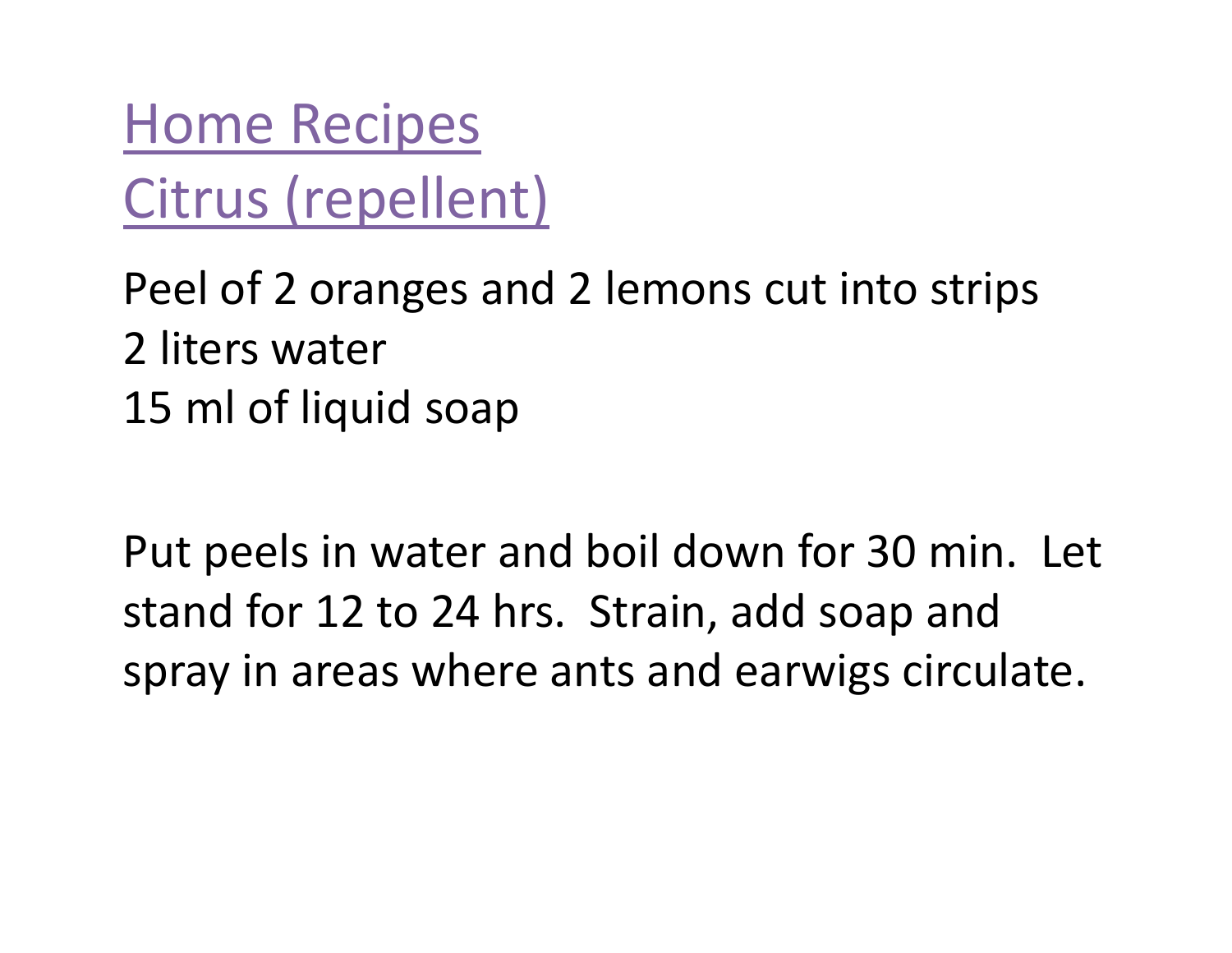# Home Recipes

## Citrus (repellent)

Peel of 2 oranges and 2 lemons cut into strips
2 liters water
15 ml of liquid soap

Put peels in water and boil down for 30 min. Let stand for 12 to 24 hrs. Strain, add soap and spray in areas where ants and earwigs circulate.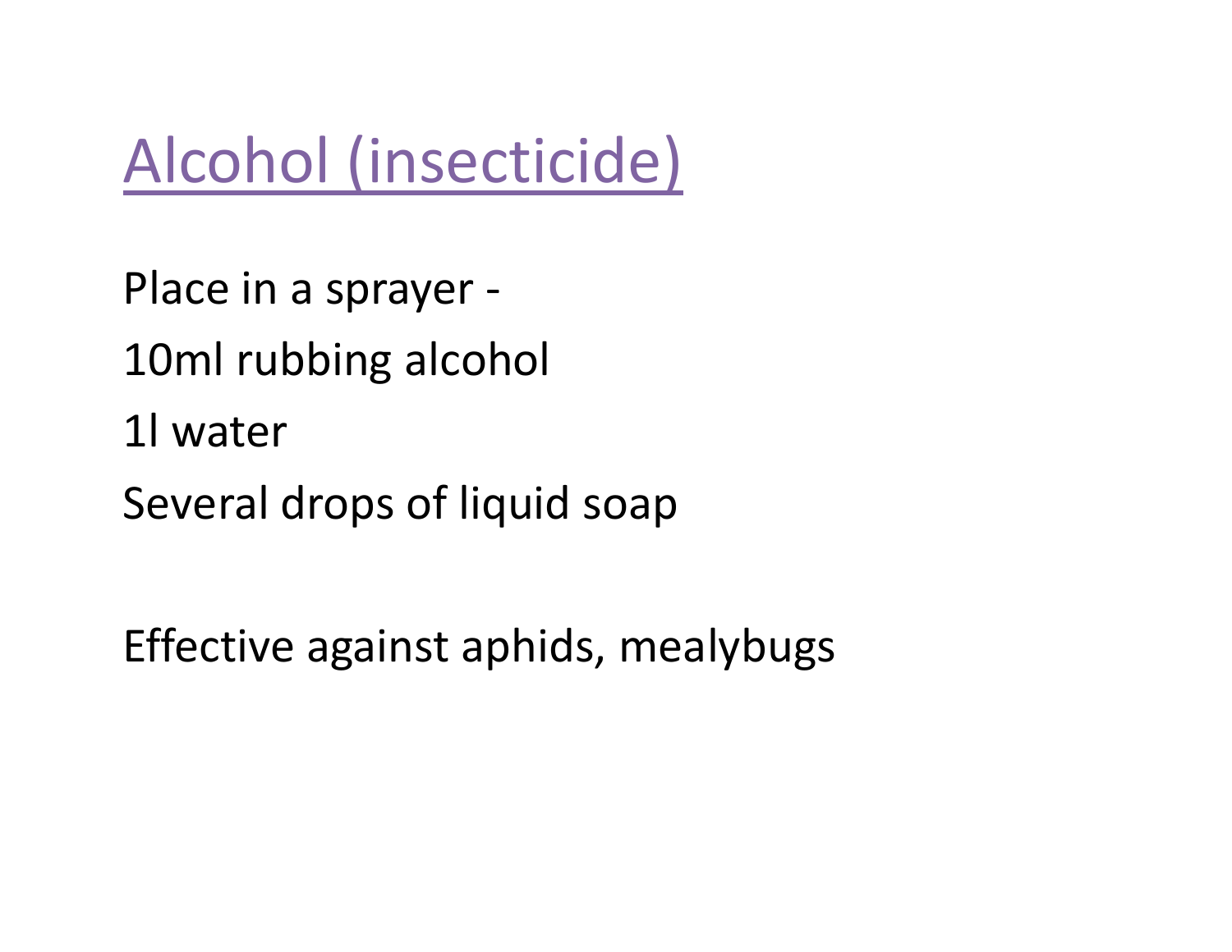# Alcohol (insecticide)

Place in a sprayer -

10ml rubbing alcohol

1l water

Several drops of liquid soap

Effective against aphids, mealybugs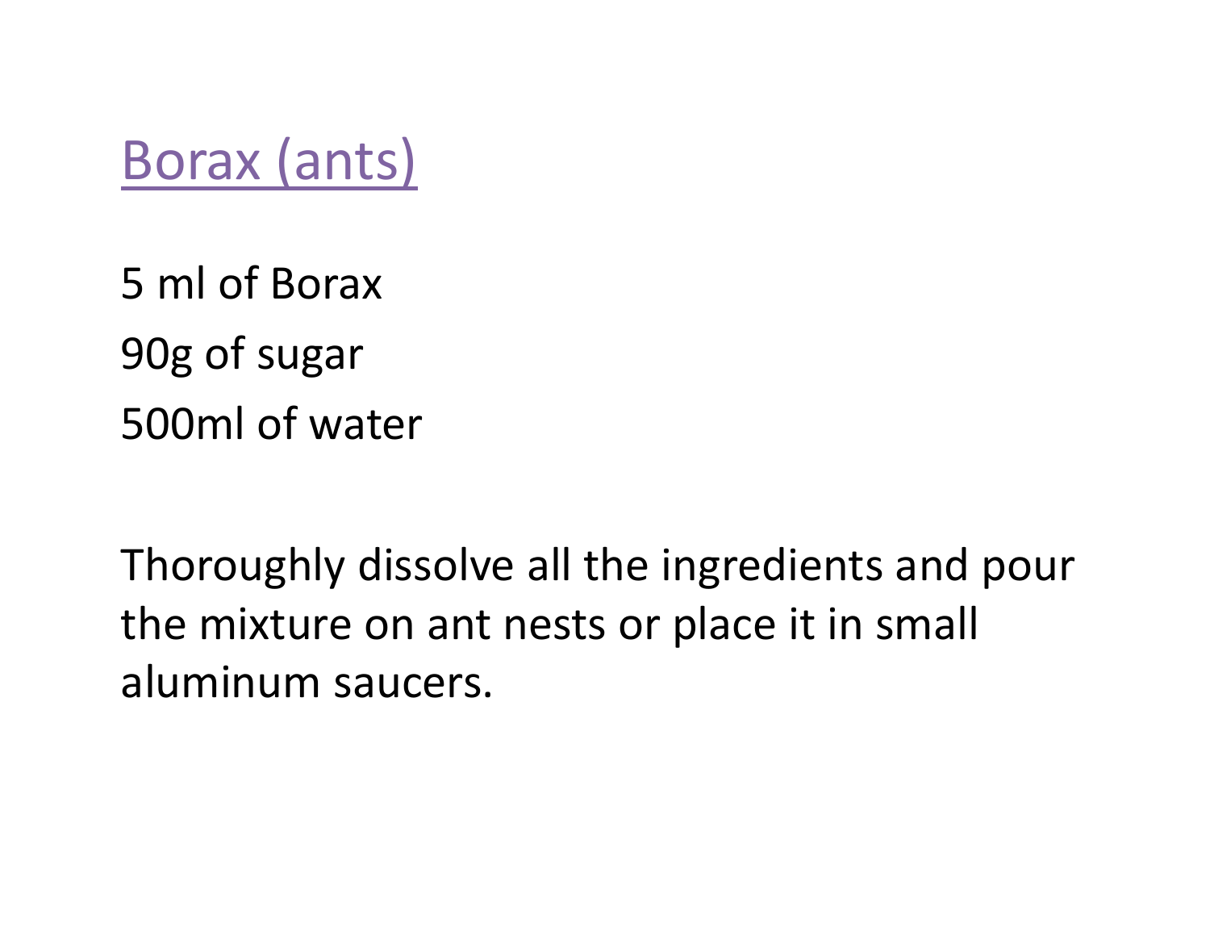# Borax (ants)

5 ml of Borax

90g of sugar

500ml of water

Thoroughly dissolve all the ingredients and pour the mixture on ant nests or place it in small aluminum saucers.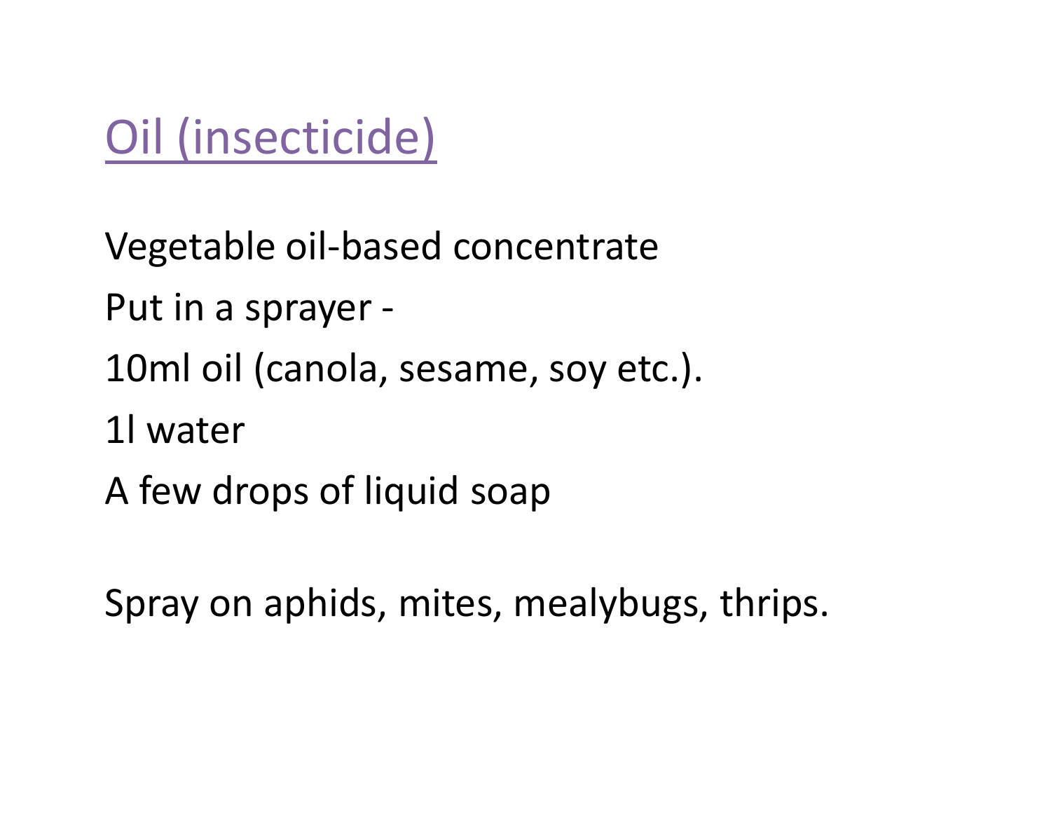# Oil (insecticide)

Vegetable oil-based concentrate

Put in a sprayer -

10ml oil (canola, sesame, soy etc.).

1l water

A few drops of liquid soap

Spray on aphids, mites, mealybugs, thrips.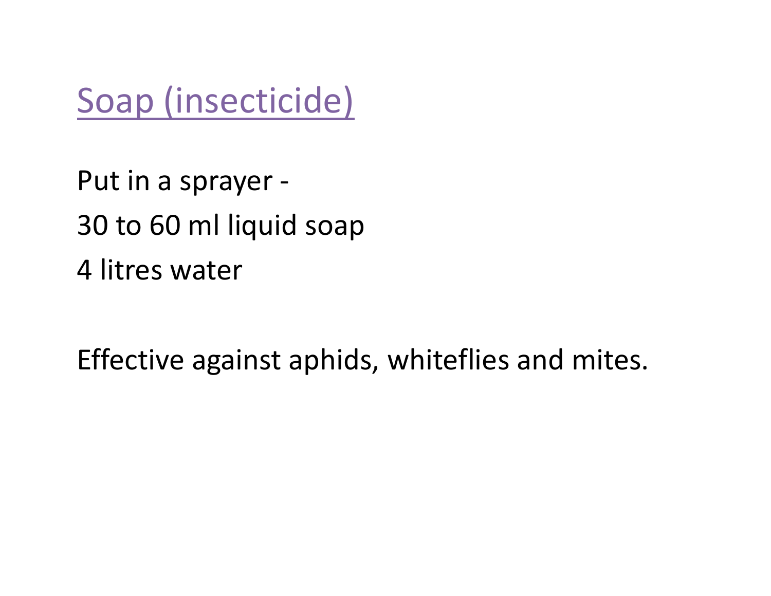## Soap (insecticide)

Put in a sprayer -

30 to 60 ml liquid soap

4 litres water

Effective against aphids, whiteflies and mites.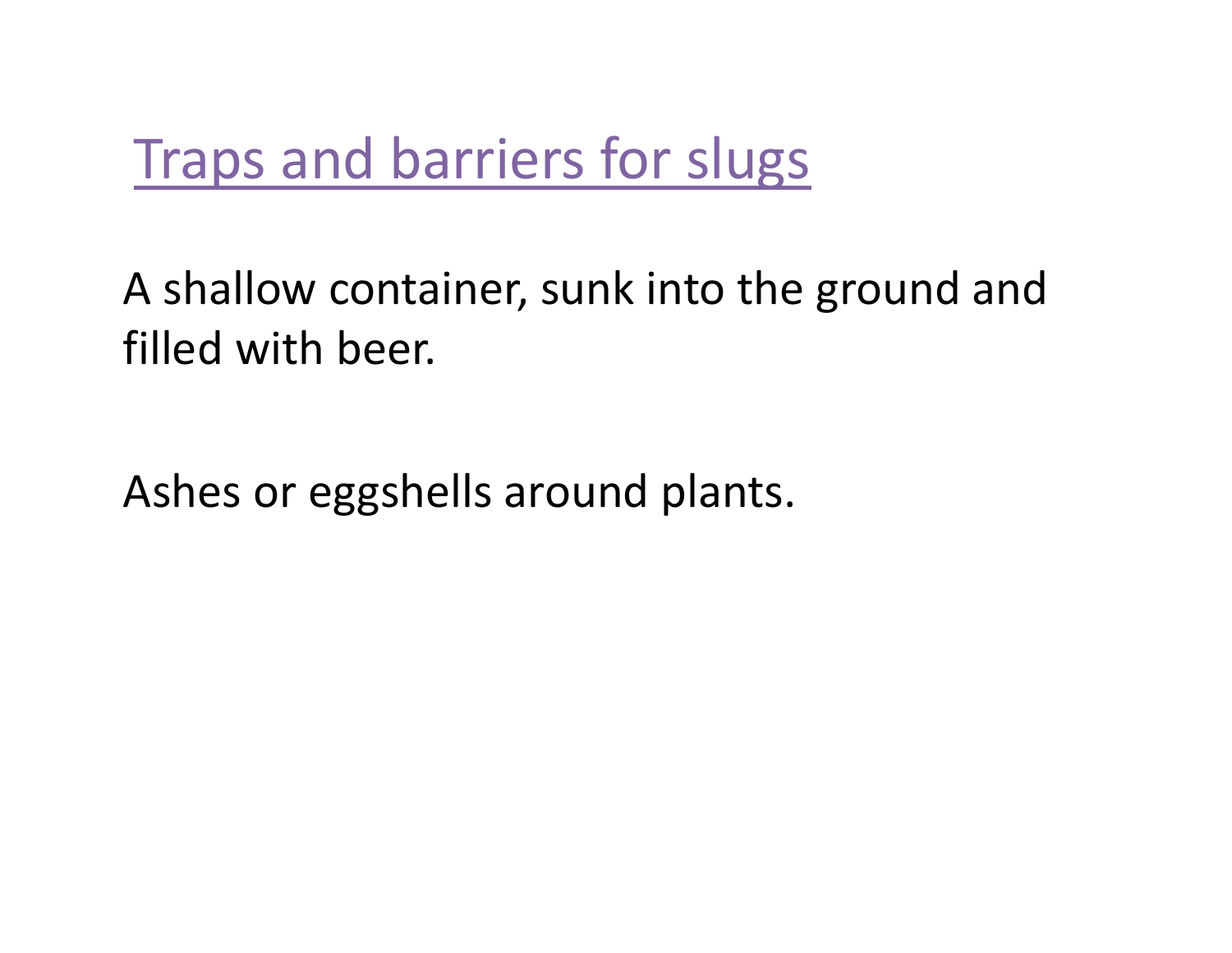## Traps and barriers for slugs

A shallow container, sunk into the ground and filled with beer.

Ashes or eggshells around plants.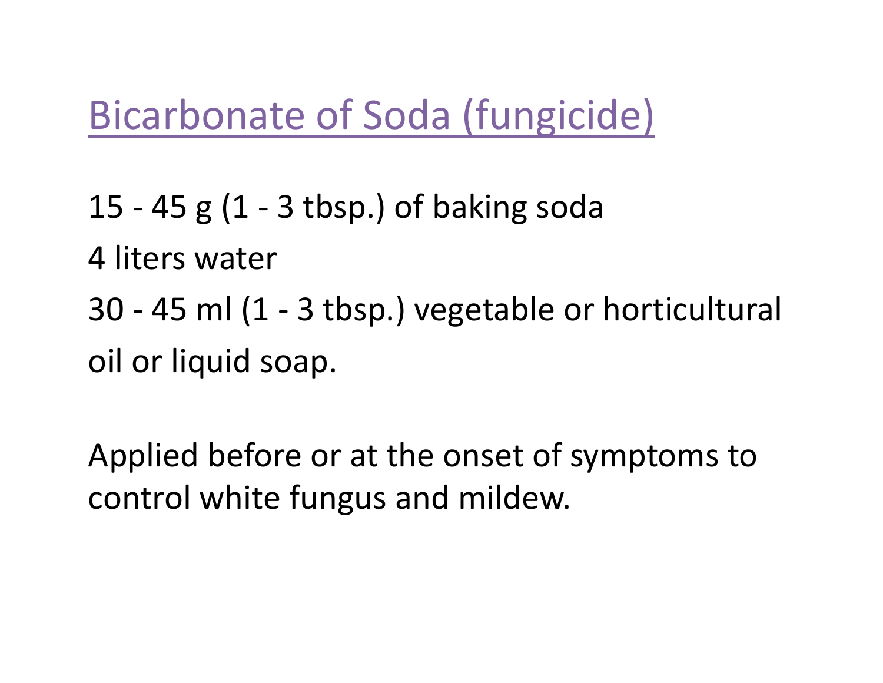# Bicarbonate of Soda (fungicide)

15 - 45 g (1 - 3 tbsp.) of baking soda

4 liters water

30 - 45 ml (1 - 3 tbsp.) vegetable or horticultural oil or liquid soap.

Applied before or at the onset of symptoms to control white fungus and mildew.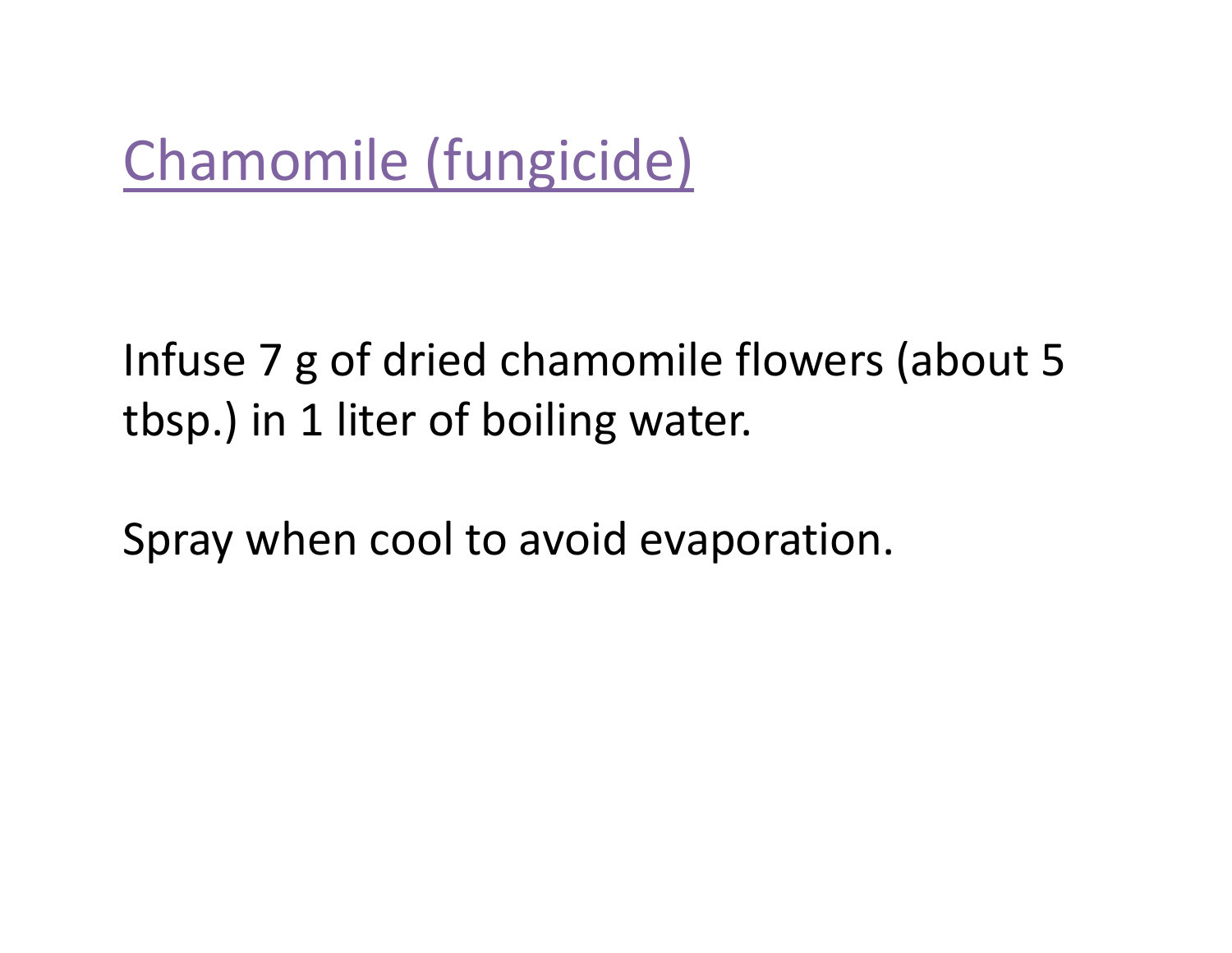# Chamomile (fungicide)

Infuse 7 g of dried chamomile flowers (about 5 tbsp.) in 1 liter of boiling water.

Spray when cool to avoid evaporation.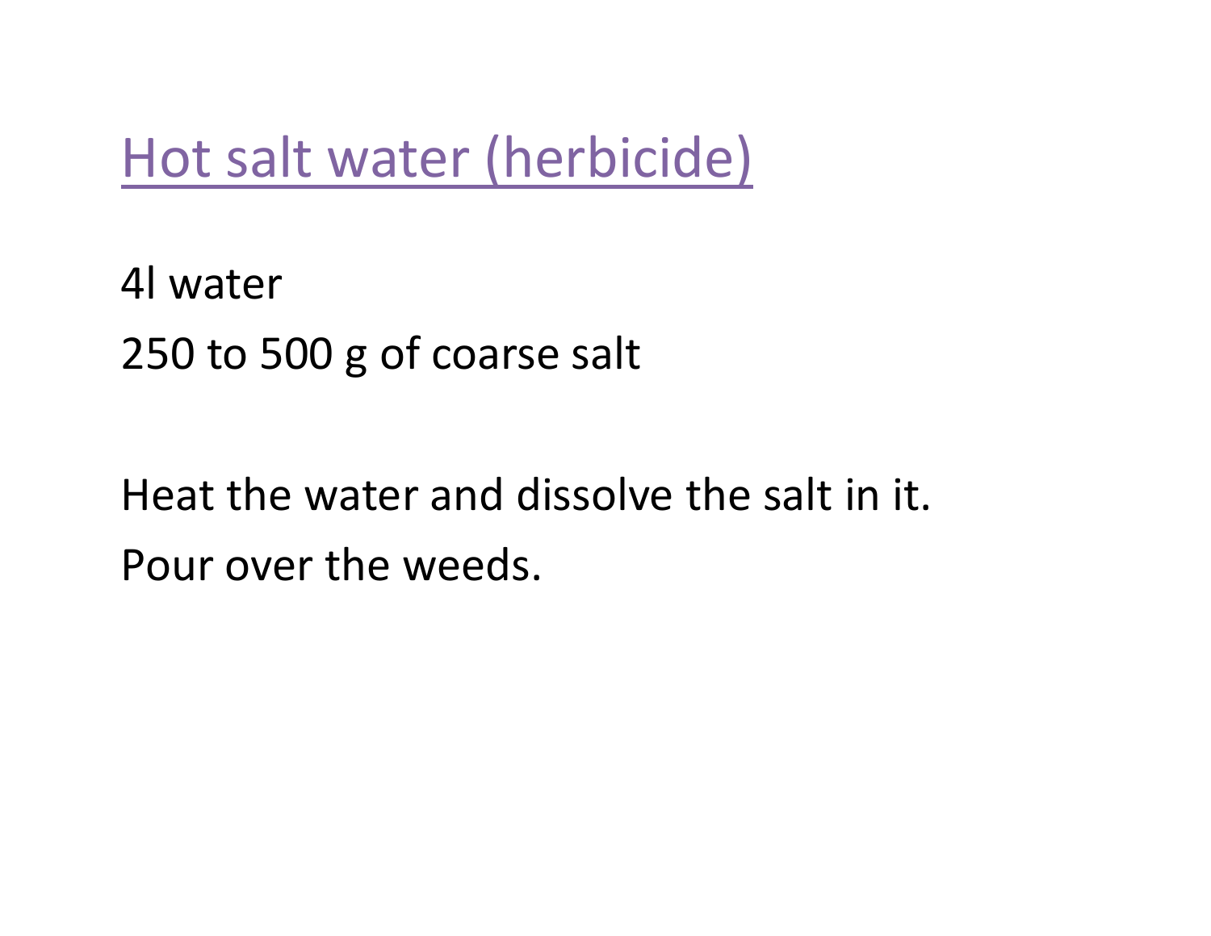## Hot salt water (herbicide)

4l water

250 to 500 g of coarse salt

Heat the water and dissolve the salt in it.

Pour over the weeds.